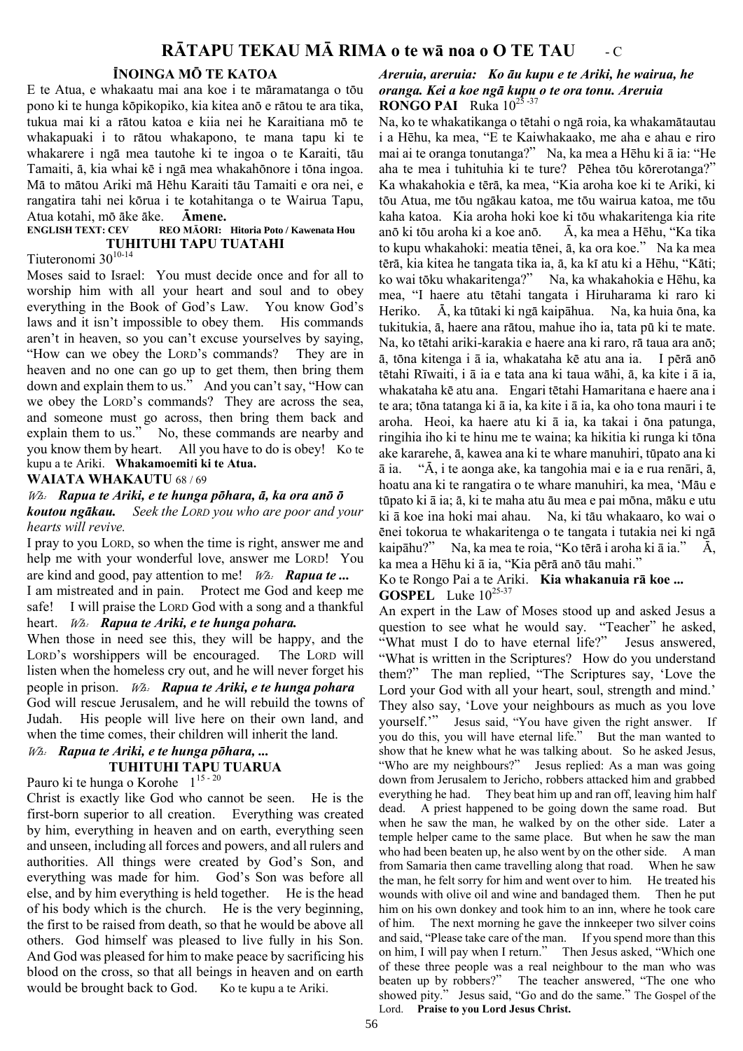# RĀTAPU TEKAU MĀ RIMA o te wā noa o O TE TAU - C

## ĪNOINGA MŌ TE KATOA

E te Atua, e whakaatu mai ana koe i te māramatanga o tōu pono ki te hunga kōpikopiko, kia kitea anō e rātou te ara tika, tukua mai ki a rātou katoa e kiia nei he Karaitiana mō te whakapuaki i to rātou whakapono, te mana tapu ki te whakarere i ngā mea tautohe ki te ingoa o te Karaiti, tāu Tamaiti, ā, kia whai kē i ngā mea whakahōnore i tōna ingoa. Mā to mātou Ariki mā Hēhu Karaiti tāu Tamaiti e ora nei, e rangatira tahi nei kōrua i te kotahitanga o te Wairua Tapu, Atua kotahi, mō āke āke. **Āmene.**

**ENGLISH TEXT: CEV REO MĀORI: Hitoria Poto / Kawenata Hou**

## TUHITUHI TAPU TUATAHI

Tiuteronomi 30[10-14]

Moses said to Israel: You must decide once and for all to worship him with all your heart and soul and to obey everything in the Book of God's Law. You know God's laws and it isn't impossible to obey them. His commands aren't in heaven, so you can't excuse yourselves by saying, "How can we obey the LORD's commands? They are in heaven and no one can go up to get them, then bring them down and explain them to us." And you can't say, "How can we obey the LORD's commands? They are across the sea, and someone must go across, then bring them back and explain them to us." No, these commands are nearby and you know them by heart. All you have to do is obey! Ko te kupu a te Ariki. **Whakamoemiti ki te Atua.**

**WAIATA WHAKAUTU** 68 / 69

***Wh: Rapua te Ariki, e te hunga pōhara, ā, ka ora anō ō koutou ngākau.*** *Seek the LORD you who are poor and your hearts will revive.*

I pray to you LORD, so when the time is right, answer me and help me with your wonderful love, answer me LORD! You are kind and good, pay attention to me! ***Wh: Rapua te ...***

I am mistreated and in pain. Protect me God and keep me safe! I will praise the LORD God with a song and a thankful heart. ***Wh: Rapua te Ariki, e te hunga pohara.***

When those in need see this, they will be happy, and the LORD's worshippers will be encouraged. The LORD will listen when the homeless cry out, and he will never forget his people in prison. ***Wh: Rapua te Ariki, e te hunga pohara***

God will rescue Jerusalem, and he will rebuild the towns of Judah. His people will live here on their own land, and when the time comes, their children will inherit the land.

***Wh: Rapua te Ariki, e te hunga pōhara, ...***

## TUHITUHI TAPU TUARUA

Pauro ki te hunga o Korohe 1[15 - 20]

Christ is exactly like God who cannot be seen. He is the first-born superior to all creation. Everything was created by him, everything in heaven and on earth, everything seen and unseen, including all forces and powers, and all rulers and authorities. All things were created by God's Son, and everything was made for him. God's Son was before all else, and by him everything is held together. He is the head of his body which is the church. He is the very beginning, the first to be raised from death, so that he would be above all others. God himself was pleased to live fully in his Son. And God was pleased for him to make peace by sacrificing his blood on the cross, so that all beings in heaven and on earth would be brought back to God. Ko te kupu a te Ariki.

***Areruia, areruia: Ko āu kupu e te Ariki, he wairua, he oranga. Kei a koe ngā kupu o te ora tonu. Areruia***

**RONGO PAI** Ruka 10[25 -37]

Na, ko te whakatikanga o tētahi o ngā roia, ka whakamātautau i a Hēhu, ka mea, "E te Kaiwhakaako, me aha e ahau e riro mai ai te oranga tonutanga?" Na, ka mea a Hēhu ki ā ia: "He aha te mea i tuhituhia ki te ture? Pēhea tōu kōrerotanga?" Ka whakahokia e tērā, ka mea, "Kia aroha koe ki te Ariki, ki tōu Atua, me tōu ngākau katoa, me tōu wairua katoa, me tōu kaha katoa. Kia aroha hoki koe ki tōu whakaritenga kia rite anō ki tōu aroha ki a koe anō. Ā, ka mea a Hēhu, "Ka tika to kupu whakahoki: meatia tēnei, ā, ka ora koe." Na ka mea tērā, kia kitea he tangata tika ia, ā, ka kī atu ki a Hēhu, "Kāti; ko wai tōku whakaritenga?" Na, ka whakahokia e Hēhu, ka mea, "I haere atu tētahi tangata i Hiruharama ki raro ki Heriko. Ā, ka tūtaki ki ngā kaipāhua. Na, ka huia ōna, ka tukitukia, ā, haere ana rātou, mahue iho ia, tata pū ki te mate. Na, ko tētahi ariki-karakia e haere ana ki raro, rā taua ara anō; ā, tōna kitenga i ā ia, whakataha kē atu ana ia. I pērā anō tētahi Rīwaiti, i ā ia e tata ana ki taua wāhi, ā, ka kite i ā ia, whakataha kē atu ana. Engari tētahi Hamaritana e haere ana i te ara; tōna tatanga ki ā ia, ka kite i ā ia, ka oho tona mauri i te aroha. Heoi, ka haere atu ki ā ia, ka takai i ōna patunga, ringihia iho ki te hinu me te waina; ka hikitia ki runga ki tōna ake kararehe, ā, kawea ana ki te whare manuhiri, tūpato ana ki ā ia. "Ā, i te aonga ake, ka tangohia mai e ia e rua renāri, ā, hoatu ana ki te rangatira o te whare manuhiri, ka mea, 'Māu e tūpato ki ā ia; ā, ki te maha atu āu mea e pai mōna, māku e utu ki ā koe ina hoki mai ahau. Na, ki tāu whakaaro, ko wai o ēnei tokorua te whakaritenga o te tangata i tutakia nei ki ngā kaipāhu?" Na, ka mea te roia, "Ko tērā i aroha ki ā ia." Ā, ka mea a Hēhu ki ā ia, "Kia pērā anō tāu mahi."

Ko te Rongo Pai a te Ariki. **Kia whakanuia rā koe ...**

**GOSPEL** Luke 10[25-37]

An expert in the Law of Moses stood up and asked Jesus a question to see what he would say. "Teacher" he asked, "What must I do to have eternal life?" Jesus answered, "What is written in the Scriptures? How do you understand them?" The man replied, "The Scriptures say, 'Love the Lord your God with all your heart, soul, strength and mind.' They also say, 'Love your neighbours as much as you love yourself.'" Jesus said, "You have given the right answer. If you do this, you will have eternal life." But the man wanted to show that he knew what he was talking about. So he asked Jesus, "Who are my neighbours?" Jesus replied: As a man was going down from Jerusalem to Jericho, robbers attacked him and grabbed everything he had. They beat him up and ran off, leaving him half dead. A priest happened to be going down the same road. But when he saw the man, he walked by on the other side. Later a temple helper came to the same place. But when he saw the man who had been beaten up, he also went by on the other side. A man from Samaria then came travelling along that road. When he saw the man, he felt sorry for him and went over to him. He treated his wounds with olive oil and wine and bandaged them. Then he put him on his own donkey and took him to an inn, where he took care of him. The next morning he gave the innkeeper two silver coins and said, "Please take care of the man. If you spend more than this on him, I will pay when I return." Then Jesus asked, "Which one of these three people was a real neighbour to the man who was beaten up by robbers?" The teacher answered, "The one who showed pity." Jesus said, "Go and do the same." The Gospel of the Lord. **Praise to you Lord Jesus Christ.**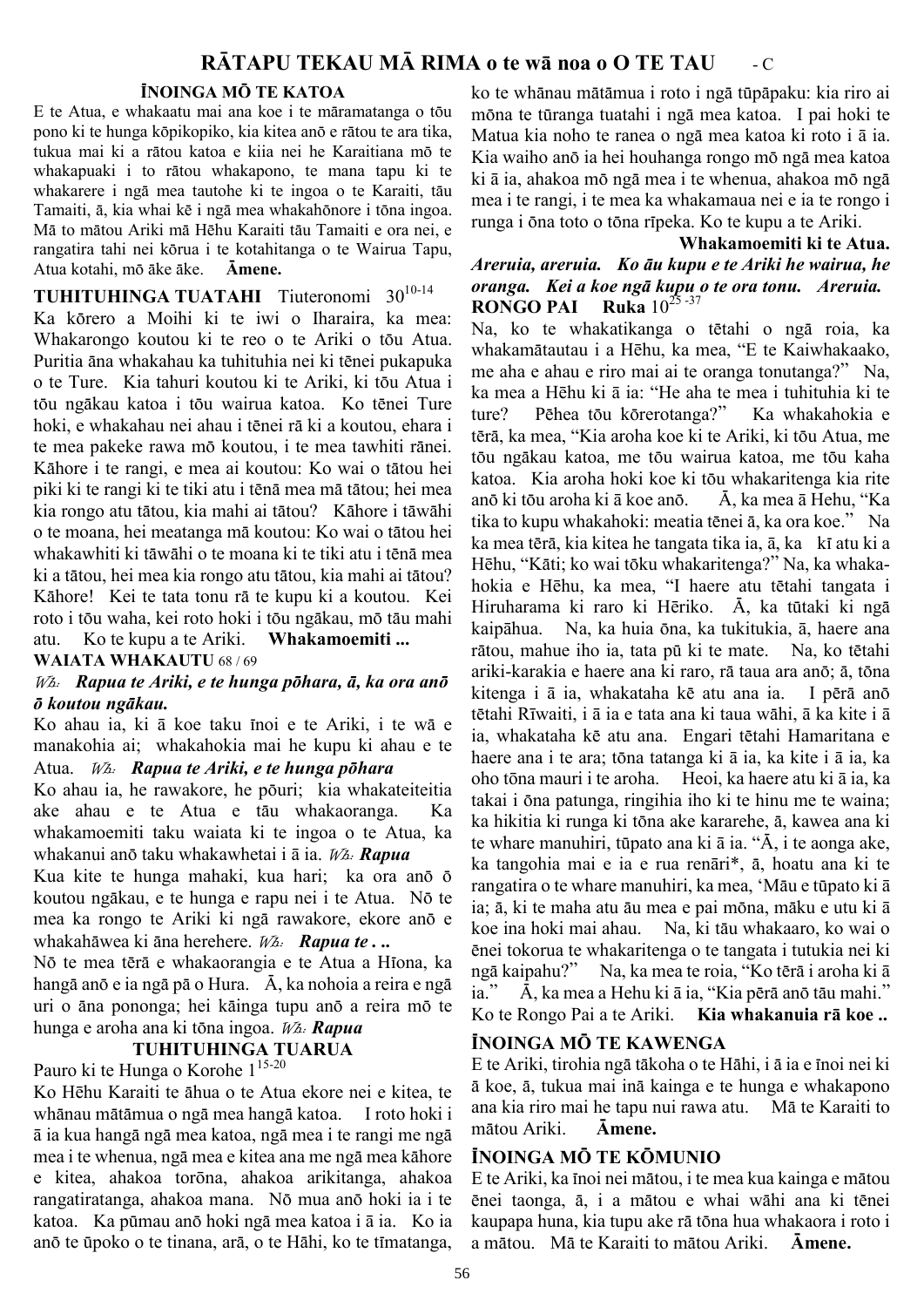# RĀTAPU TEKAU MĀ RIMA o te wā noa o O TE TAU - C

## ĪNOINGA MŌ TE KATOA

E te Atua, e whakaatu mai ana koe i te māramatanga o tōu pono ki te hunga kōpikopiko, kia kitea anō e rātou te ara tika, tukua mai ki a rātou katoa e kiia nei he Karaitiana mō te whakapuaki i to rātou whakapono, te mana tapu ki te whakarere i ngā mea tautohe ki te ingoa o te Karaiti, tāu Tamaiti, ā, kia whai kē i ngā mea whakahōnore i tōna ingoa. Mā to mātou Ariki mā Hēhu Karaiti tāu Tamaiti e ora nei, e rangatira tahi nei kōrua i te kotahitanga o te Wairua Tapu, Atua kotahi, mō āke āke. **Āmene.**

**TUHITUHINGA TUATAHI** Tiuteronomi 30[10-14]

Ka kōrero a Moihi ki te iwi o Iharaira, ka mea: Whakarongo koutou ki te reo o te Ariki o tōu Atua. Puritia āna whakahau ka tuhituhia nei ki tēnei pukapuka o te Ture. Kia tahuri koutou ki te Ariki, ki tōu Atua i tōu ngākau katoa i tōu wairua katoa. Ko tēnei Ture hoki, e whakahau nei ahau i tēnei rā ki a koutou, ehara i te mea pakeke rawa mō koutou, i te mea tawhiti rānei. Kāhore i te rangi, e mea ai koutou: Ko wai o tātou hei piki ki te rangi ki te tiki atu i tēnā mea mā tātou; hei mea kia rongo atu tātou, kia mahi ai tātou? Kāhore i tāwāhi o te moana, hei meatanga mā koutou: Ko wai o tātou hei whakawhiti ki tāwāhi o te moana ki te tiki atu i tēnā mea ki a tātou, hei mea kia rongo atu tātou, kia mahi ai tātou? Kāhore! Kei te tata tonu rā te kupu ki a koutou. Kei roto i tōu waha, kei roto hoki i tōu ngākau, mō tāu mahi atu. Ko te kupu a te Ariki. **Whakamoemiti ...**

**WAIATA WHAKAUTU** 68 / 69

***Wh: Rapua te Ariki, e te hunga pōhara, ā, ka ora anō ō koutou ngākau.***

Ko ahau ia, ki ā koe taku īnoi e te Ariki, i te wā e manakohia ai; whakahokia mai he kupu ki ahau e te Atua. ***Wh: Rapua te Ariki, e te hunga pōhara***

Ko ahau ia, he rawakore, he pōuri; kia whakateiteitia ake ahau e te Atua e tāu whakaoranga. Ka whakamoemiti taku waiata ki te ingoa o te Atua, ka whakanui anō taku whakawhetai i ā ia. ***Wh: Rapua***

Kua kite te hunga mahaki, kua hari; ka ora anō ō koutou ngākau, e te hunga e rapu nei i te Atua. Nō te mea ka rongo te Ariki ki ngā rawakore, ekore anō e whakahāwea ki āna herehere. ***Wh: Rapua te . ..***

Nō te mea tērā e whakaorangia e te Atua a Hīona, ka hangā anō e ia ngā pā o Hura. Ā, ka nohoia a reira e ngā uri o āna pononga; hei kāinga tupu anō a reira mō te hunga e aroha ana ki tōna ingoa. ***Wh: Rapua***

## TUHITUHINGA TUARUA

Pauro ki te Hunga o Korohe 1[15-20]

Ko Hēhu Karaiti te āhua o te Atua ekore nei e kitea, te whānau mātāmua o ngā mea hangā katoa. I roto hoki i ā ia kua hangā ngā mea katoa, ngā mea i te rangi me ngā mea i te whenua, ngā mea e kitea ana me ngā mea kāhore e kitea, ahakoa torōna, ahakoa arikitanga, ahakoa rangatiratanga, ahakoa mana. Nō mua anō hoki ia i te katoa. Ka pūmau anō hoki ngā mea katoa i ā ia. Ko ia anō te ūpoko o te tinana, arā, o te Hāhi, ko te tīmatanga, ko te whānau mātāmua i roto i ngā tūpāpaku: kia riro ai mōna te tūranga tuatahi i ngā mea katoa. I pai hoki te Matua kia noho te ranea o ngā mea katoa ki roto i ā ia. Kia waiho anō ia hei houhanga rongo mō ngā mea katoa ki ā ia, ahakoa mō ngā mea i te whenua, ahakoa mō ngā mea i te rangi, i te mea ka whakamaua nei e ia te rongo i runga i ōna toto o tōna rīpeka. Ko te kupu a te Ariki.

**Whakamoemiti ki te Atua.**

***Areruia, areruia. Ko āu kupu e te Ariki he wairua, he oranga. Kei a koe ngā kupu o te ora tonu. Areruia.***

**RONGO PAI Ruka** 10[25-37]

Na, ko te whakatikanga o tētahi o ngā roia, ka whakamātautau i a Hēhu, ka mea, "E te Kaiwhakaako, me aha e ahau e riro mai ai te oranga tonutanga?" Na, ka mea a Hēhu ki ā ia: "He aha te mea i tuhituhia ki te ture? Pēhea tōu kōrerotanga?" Ka whakahokia e tērā, ka mea, "Kia aroha koe ki te Ariki, ki tōu Atua, me tōu ngākau katoa, me tōu wairua katoa, me tōu kaha katoa. Kia aroha hoki koe ki tōu whakaritenga kia rite anō ki tōu aroha ki ā koe anō. Ā, ka mea ā Hehu, "Ka tika to kupu whakahoki: meatia tēnei ā, ka ora koe." Na ka mea tērā, kia kitea he tangata tika ia, ā, ka kī atu ki a Hēhu, "Kāti; ko wai tōku whakaritenga?" Na, ka whakahokia e Hēhu, ka mea, "I haere atu tētahi tangata i Hiruharama ki raro ki Hēriko. Ā, ka tūtaki ki ngā kaipāhua. Na, ka huia ōna, ka tukitukia, ā, haere ana rātou, mahue iho ia, tata pū ki te mate. Na, ko tētahi ariki-karakia e haere ana ki raro, rā taua ara anō; ā, tōna kitenga i ā ia, whakataha kē atu ana ia. I pērā anō tētahi Rīwaiti, i ā ia e tata ana ki taua wāhi, ā ka kite i ā ia, whakataha kē atu ana. Engari tētahi Hamaritana e haere ana i te ara; tōna tatanga ki ā ia, ka kite i ā ia, ka oho tōna mauri i te aroha. Heoi, ka haere atu ki ā ia, ka takai i ōna patunga, ringihia iho ki te hinu me te waina; ka hikitia ki runga ki tōna ake kararehe, ā, kawea ana ki te whare manuhiri, tūpato ana ki ā ia. "Ā, i te aonga ake, ka tangohia mai e ia e rua renāri*, ā, hoatu ana ki te rangatira o te whare manuhiri, ka mea, 'Māu e tūpato ki ā ia; ā, ki te maha atu āu mea e pai mōna, māku e utu ki ā koe ina hoki mai ahau. Na, ki tāu whakaaro, ko wai o ēnei tokorua te whakaritenga o te tangata i tutukia nei ki ngā kaipahu?" Na, ka mea te roia, "Ko tērā i aroha ki ā ia." Ā, ka mea a Hehu ki ā ia, "Kia pērā anō tāu mahi." Ko te Rongo Pai a te Ariki. **Kia whakanuia rā koe ..**

## ĪNOINGA MŌ TE KAWENGA

E te Ariki, tirohia ngā tākoha o te Hāhi, i ā ia e īnoi nei ki ā koe, ā, tukua mai inā kainga e te hunga e whakapono ana kia riro mai he tapu nui rawa atu. Mā te Karaiti to mātou Ariki. **Āmene.**

## ĪNOINGA MŌ TE KŌMUNIO

E te Ariki, ka īnoi nei mātou, i te mea kua kainga e mātou ēnei taonga, ā, i a mātou e whai wāhi ana ki tēnei kaupapa huna, kia tupu ake rā tōna hua whakaora i roto i a mātou. Mā te Karaiti to mātou Ariki. **Āmene.**